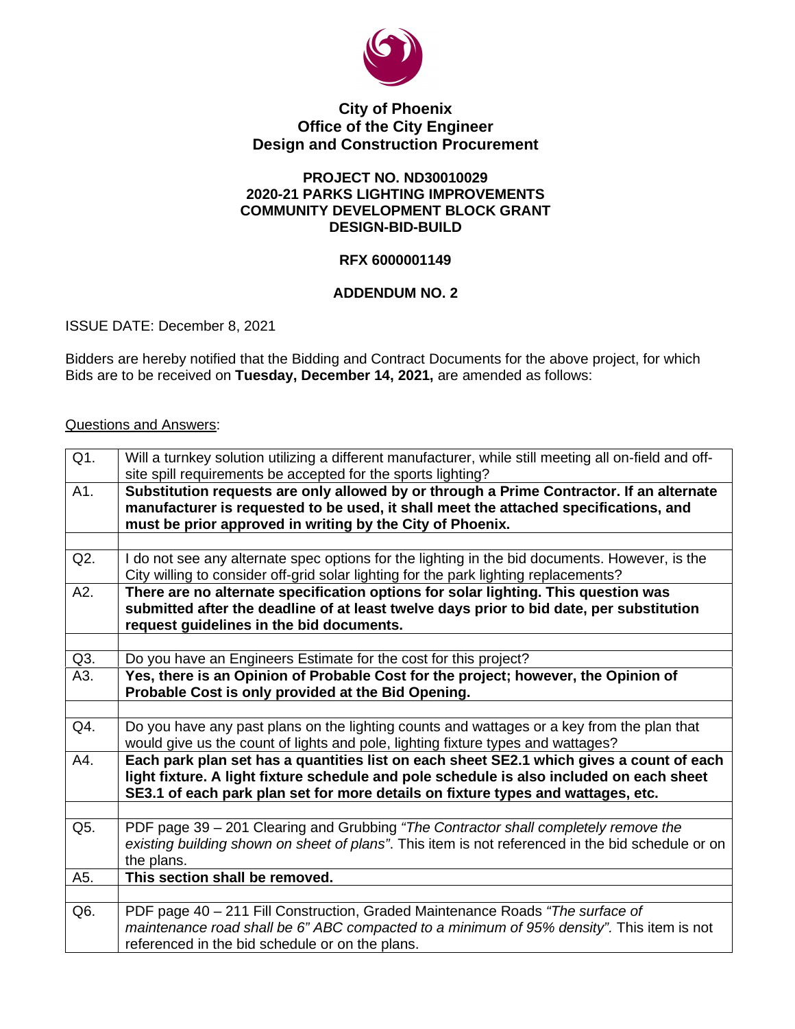**City of Phoenix**
**Office of the City Engineer**
**Design and Construction Procurement**

**PROJECT NO. ND30010029**
**2020-21 PARKS LIGHTING IMPROVEMENTS**
**COMMUNITY DEVELOPMENT BLOCK GRANT**
**DESIGN-BID-BUILD**

**RFX 6000001149**

**ADDENDUM NO. 2**

ISSUE DATE: December 8, 2021

Bidders are hereby notified that the Bidding and Contract Documents for the above project, for which Bids are to be received on **Tuesday, December 14, 2021,** are amended as follows:

Questions and Answers:

| | |
|---|---|
| Q1. | Will a turnkey solution utilizing a different manufacturer, while still meeting all on-field and off-site spill requirements be accepted for the sports lighting? |
| A1. | **Substitution requests are only allowed by or through a Prime Contractor. If an alternate manufacturer is requested to be used, it shall meet the attached specifications, and must be prior approved in writing by the City of Phoenix.** |
| | |
| Q2. | I do not see any alternate spec options for the lighting in the bid documents. However, is the City willing to consider off-grid solar lighting for the park lighting replacements? |
| A2. | **There are no alternate specification options for solar lighting. This question was submitted after the deadline of at least twelve days prior to bid date, per substitution request guidelines in the bid documents.** |
| | |
| Q3. | Do you have an Engineers Estimate for the cost for this project? |
| A3. | **Yes, there is an Opinion of Probable Cost for the project; however, the Opinion of Probable Cost is only provided at the Bid Opening.** |
| | |
| Q4. | Do you have any past plans on the lighting counts and wattages or a key from the plan that would give us the count of lights and pole, lighting fixture types and wattages? |
| A4. | **Each park plan set has a quantities list on each sheet SE2.1 which gives a count of each light fixture. A light fixture schedule and pole schedule is also included on each sheet SE3.1 of each park plan set for more details on fixture types and wattages, etc.** |
| | |
| Q5. | PDF page 39 – 201 Clearing and Grubbing *"The Contractor shall completely remove the existing building shown on sheet of plans"*. This item is not referenced in the bid schedule or on the plans. |
| A5. | **This section shall be removed.** |
| | |
| Q6. | PDF page 40 – 211 Fill Construction, Graded Maintenance Roads *"The surface of maintenance road shall be 6" ABC compacted to a minimum of 95% density".* This is not referenced in the bid schedule or on the plans. |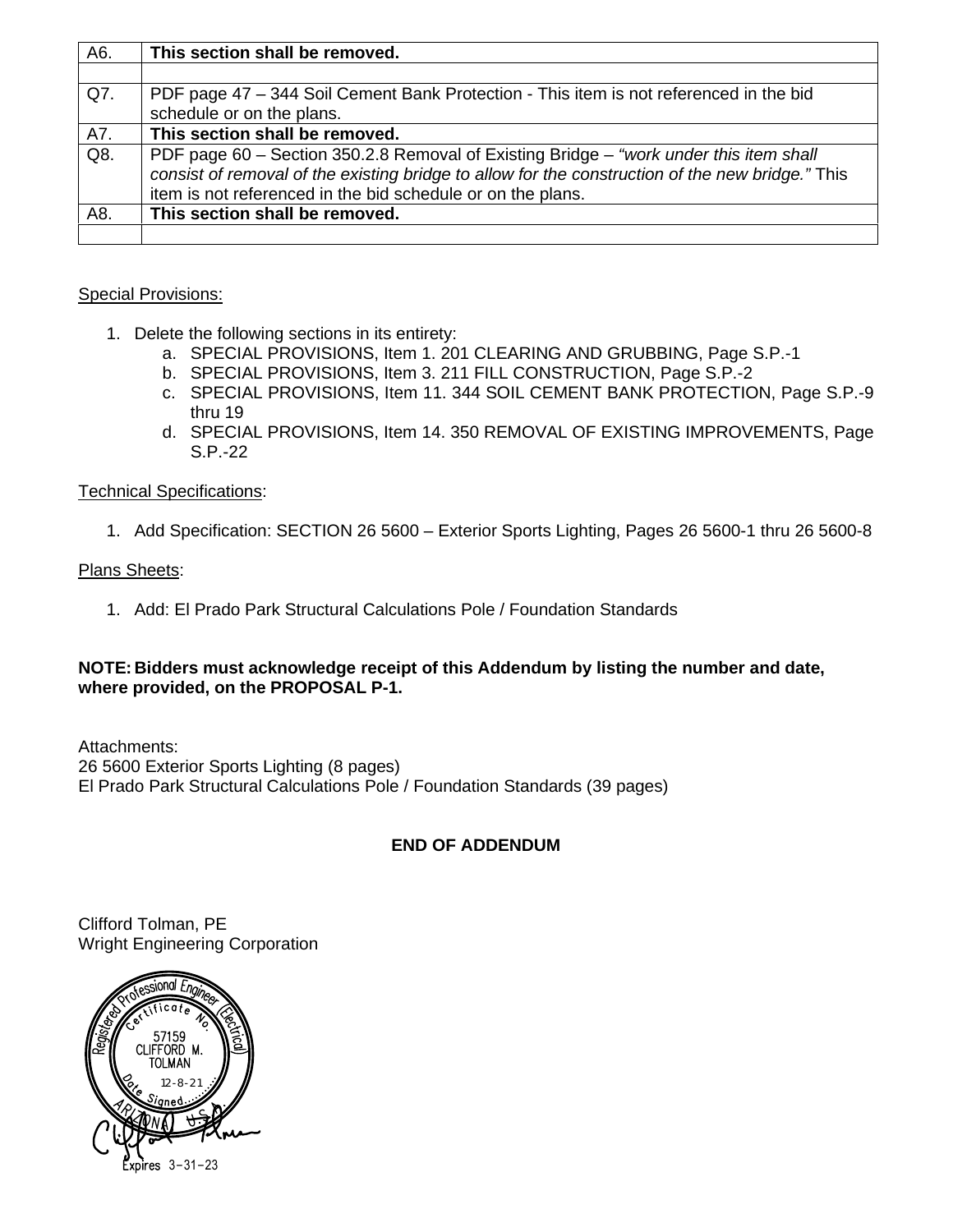| | |
|---|---|
| A6. | **This section shall be removed.** |
| | |
| Q7. | PDF page 47 – 344 Soil Cement Bank Protection - This item is not referenced in the bid schedule or on the plans. |
| A7. | **This section shall be removed.** |
| Q8. | PDF page 60 – Section 350.2.8 Removal of Existing Bridge – *"work under this item shall consist of removal of the existing bridge to allow for the construction of the new bridge."* This item is not referenced in the bid schedule or on the plans. |
| A8. | **This section shall be removed.** |
| | |

Special Provisions:

1. Delete the following sections in its entirety:
   a. SPECIAL PROVISIONS, Item 1. 201 CLEARING AND GRUBBING, Page S.P.-1
   b. SPECIAL PROVISIONS, Item 3. 211 FILL CONSTRUCTION, Page S.P.-2
   c. SPECIAL PROVISIONS, Item 11. 344 SOIL CEMENT BANK PROTECTION, Page S.P.-9 thru 19
   d. SPECIAL PROVISIONS, Item 14. 350 REMOVAL OF EXISTING IMPROVEMENTS, Page S.P.-22

Technical Specifications:

1. Add Specification: SECTION 26 5600 – Exterior Sports Lighting, Pages 26 5600-1 thru 26 5600-8

Plans Sheets:

1. Add: El Prado Park Structural Calculations Pole / Foundation Standards

**NOTE: Bidders must acknowledge receipt of this Addendum by listing the number and date, where provided, on the PROPOSAL P-1.**

Attachments:
26 5600 Exterior Sports Lighting (8 pages)
El Prado Park Structural Calculations Pole / Foundation Standards (39 pages)

**END OF ADDENDUM**

Clifford Tolman, PE
Wright Engineering Corporation

Registered Professional Engineer (Electrical)
Certificate No.
57159
CLIFFORD M. TOLMAN
12-8-21
Date Signed
ARIZONA U.S.A.
Expires 3-31-23